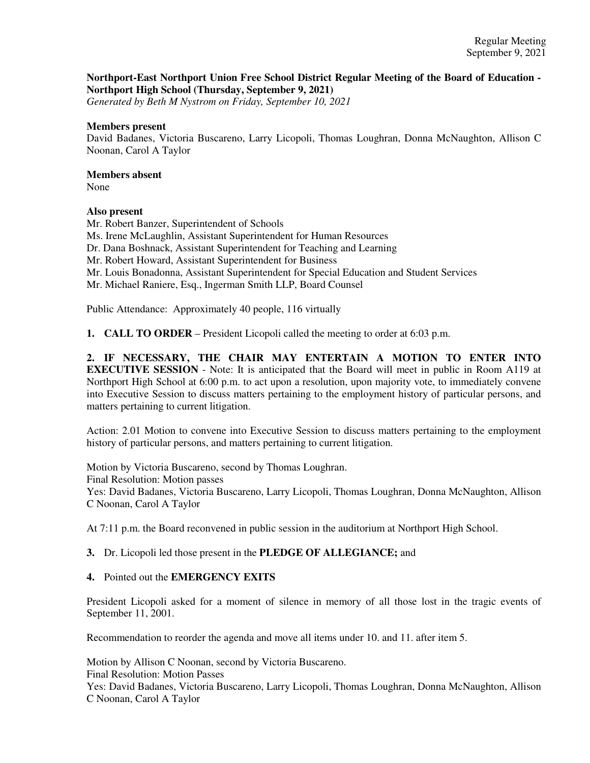Regular Meeting
September 9, 2021

**Northport-East Northport Union Free School District Regular Meeting of the Board of Education - Northport High School (Thursday, September 9, 2021)**
*Generated by Beth M Nystrom on Friday, September 10, 2021*

**Members present**
David Badanes, Victoria Buscareno, Larry Licopoli, Thomas Loughran, Donna McNaughton, Allison C Noonan, Carol A Taylor

**Members absent**
None

**Also present**
Mr. Robert Banzer, Superintendent of Schools
Ms. Irene McLaughlin, Assistant Superintendent for Human Resources
Dr. Dana Boshnack, Assistant Superintendent for Teaching and Learning
Mr. Robert Howard, Assistant Superintendent for Business
Mr. Louis Bonadonna, Assistant Superintendent for Special Education and Student Services
Mr. Michael Raniere, Esq., Ingerman Smith LLP, Board Counsel

Public Attendance: Approximately 40 people, 116 virtually

**1. CALL TO ORDER** – President Licopoli called the meeting to order at 6:03 p.m.

**2. IF NECESSARY, THE CHAIR MAY ENTERTAIN A MOTION TO ENTER INTO EXECUTIVE SESSION** - Note: It is anticipated that the Board will meet in public in Room A119 at Northport High School at 6:00 p.m. to act upon a resolution, upon majority vote, to immediately convene into Executive Session to discuss matters pertaining to the employment history of particular persons, and matters pertaining to current litigation.

Action: 2.01 Motion to convene into Executive Session to discuss matters pertaining to the employment history of particular persons, and matters pertaining to current litigation.

Motion by Victoria Buscareno, second by Thomas Loughran.
Final Resolution: Motion passes
Yes: David Badanes, Victoria Buscareno, Larry Licopoli, Thomas Loughran, Donna McNaughton, Allison C Noonan, Carol A Taylor

At 7:11 p.m. the Board reconvened in public session in the auditorium at Northport High School.

**3.** Dr. Licopoli led those present in the **PLEDGE OF ALLEGIANCE;** and

**4.** Pointed out the **EMERGENCY EXITS**

President Licopoli asked for a moment of silence in memory of all those lost in the tragic events of September 11, 2001.

Recommendation to reorder the agenda and move all items under 10. and 11. after item 5.

Motion by Allison C Noonan, second by Victoria Buscareno.
Final Resolution: Motion Passes
Yes: David Badanes, Victoria Buscareno, Larry Licopoli, Thomas Loughran, Donna McNaughton, Allison C Noonan, Carol A Taylor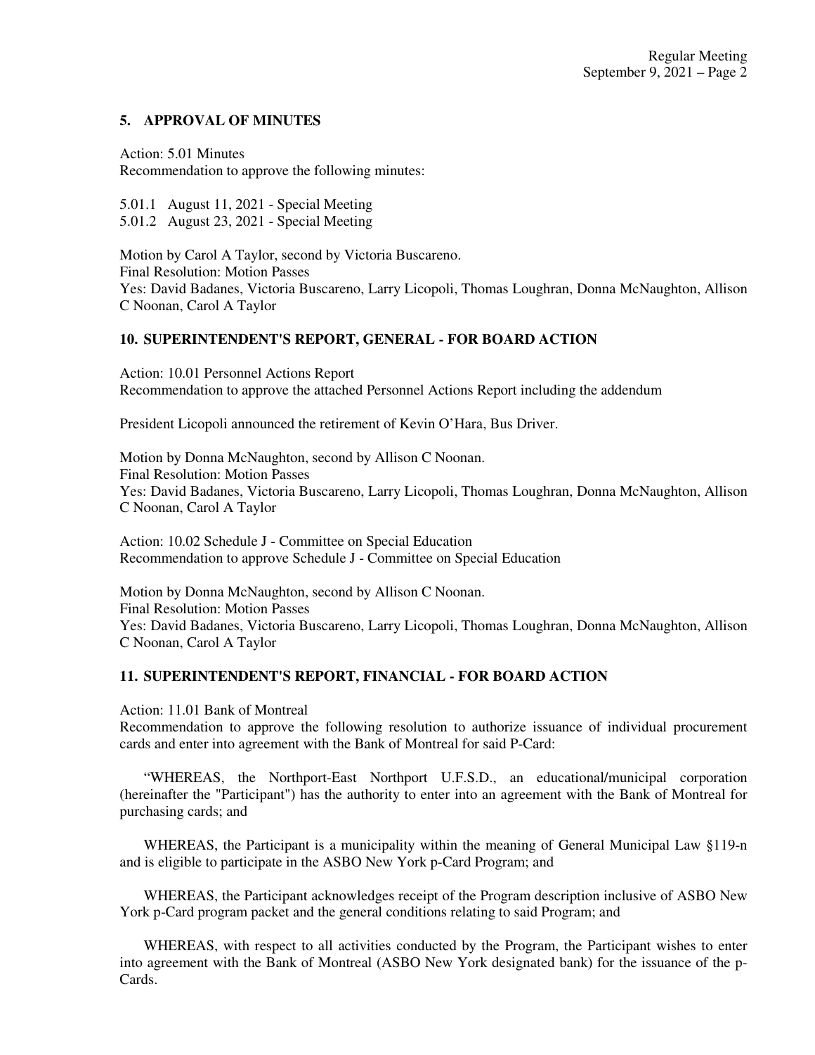## 5. APPROVAL OF MINUTES

Action: 5.01 Minutes
Recommendation to approve the following minutes:

5.01.1 August 11, 2021 - Special Meeting
5.01.2 August 23, 2021 - Special Meeting

Motion by Carol A Taylor, second by Victoria Buscareno.
Final Resolution: Motion Passes
Yes: David Badanes, Victoria Buscareno, Larry Licopoli, Thomas Loughran, Donna McNaughton, Allison C Noonan, Carol A Taylor

## 10. SUPERINTENDENT'S REPORT, GENERAL - FOR BOARD ACTION

Action: 10.01 Personnel Actions Report
Recommendation to approve the attached Personnel Actions Report including the addendum

President Licopoli announced the retirement of Kevin O'Hara, Bus Driver.

Motion by Donna McNaughton, second by Allison C Noonan.
Final Resolution: Motion Passes
Yes: David Badanes, Victoria Buscareno, Larry Licopoli, Thomas Loughran, Donna McNaughton, Allison C Noonan, Carol A Taylor

Action: 10.02 Schedule J - Committee on Special Education
Recommendation to approve Schedule J - Committee on Special Education

Motion by Donna McNaughton, second by Allison C Noonan.
Final Resolution: Motion Passes
Yes: David Badanes, Victoria Buscareno, Larry Licopoli, Thomas Loughran, Donna McNaughton, Allison C Noonan, Carol A Taylor

## 11. SUPERINTENDENT'S REPORT, FINANCIAL - FOR BOARD ACTION

Action: 11.01 Bank of Montreal
Recommendation to approve the following resolution to authorize issuance of individual procurement cards and enter into agreement with the Bank of Montreal for said P-Card:

"WHEREAS, the Northport-East Northport U.F.S.D., an educational/municipal corporation (hereinafter the "Participant") has the authority to enter into an agreement with the Bank of Montreal for purchasing cards; and

WHEREAS, the Participant is a municipality within the meaning of General Municipal Law §119-n and is eligible to participate in the ASBO New York p-Card Program; and

WHEREAS, the Participant acknowledges receipt of the Program description inclusive of ASBO New York p-Card program packet and the general conditions relating to said Program; and

WHEREAS, with respect to all activities conducted by the Program, the Participant wishes to enter into agreement with the Bank of Montreal (ASBO New York designated bank) for the issuance of the p-Cards.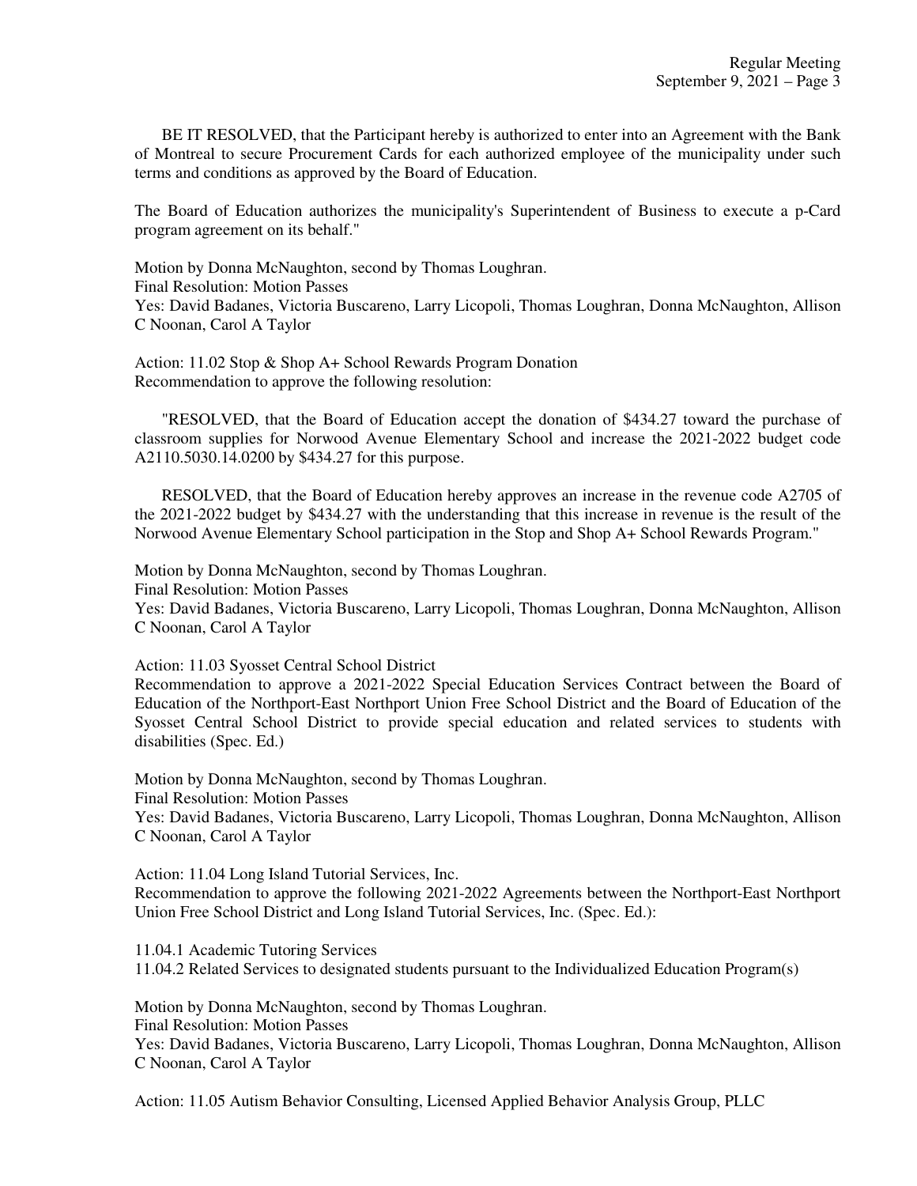BE IT RESOLVED, that the Participant hereby is authorized to enter into an Agreement with the Bank of Montreal to secure Procurement Cards for each authorized employee of the municipality under such terms and conditions as approved by the Board of Education.

The Board of Education authorizes the municipality's Superintendent of Business to execute a p-Card program agreement on its behalf."

Motion by Donna McNaughton, second by Thomas Loughran.
Final Resolution: Motion Passes
Yes: David Badanes, Victoria Buscareno, Larry Licopoli, Thomas Loughran, Donna McNaughton, Allison C Noonan, Carol A Taylor

Action: 11.02 Stop & Shop A+ School Rewards Program Donation
Recommendation to approve the following resolution:

"RESOLVED, that the Board of Education accept the donation of $434.27 toward the purchase of classroom supplies for Norwood Avenue Elementary School and increase the 2021-2022 budget code A2110.5030.14.0200 by $434.27 for this purpose.

RESOLVED, that the Board of Education hereby approves an increase in the revenue code A2705 of the 2021-2022 budget by $434.27 with the understanding that this increase in revenue is the result of the Norwood Avenue Elementary School participation in the Stop and Shop A+ School Rewards Program."

Motion by Donna McNaughton, second by Thomas Loughran.
Final Resolution: Motion Passes
Yes: David Badanes, Victoria Buscareno, Larry Licopoli, Thomas Loughran, Donna McNaughton, Allison C Noonan, Carol A Taylor

Action: 11.03 Syosset Central School District
Recommendation to approve a 2021-2022 Special Education Services Contract between the Board of Education of the Northport-East Northport Union Free School District and the Board of Education of the Syosset Central School District to provide special education and related services to students with disabilities (Spec. Ed.)

Motion by Donna McNaughton, second by Thomas Loughran.
Final Resolution: Motion Passes
Yes: David Badanes, Victoria Buscareno, Larry Licopoli, Thomas Loughran, Donna McNaughton, Allison C Noonan, Carol A Taylor

Action: 11.04 Long Island Tutorial Services, Inc.
Recommendation to approve the following 2021-2022 Agreements between the Northport-East Northport Union Free School District and Long Island Tutorial Services, Inc. (Spec. Ed.):

11.04.1 Academic Tutoring Services
11.04.2 Related Services to designated students pursuant to the Individualized Education Program(s)

Motion by Donna McNaughton, second by Thomas Loughran.
Final Resolution: Motion Passes
Yes: David Badanes, Victoria Buscareno, Larry Licopoli, Thomas Loughran, Donna McNaughton, Allison C Noonan, Carol A Taylor

Action: 11.05 Autism Behavior Consulting, Licensed Applied Behavior Analysis Group, PLLC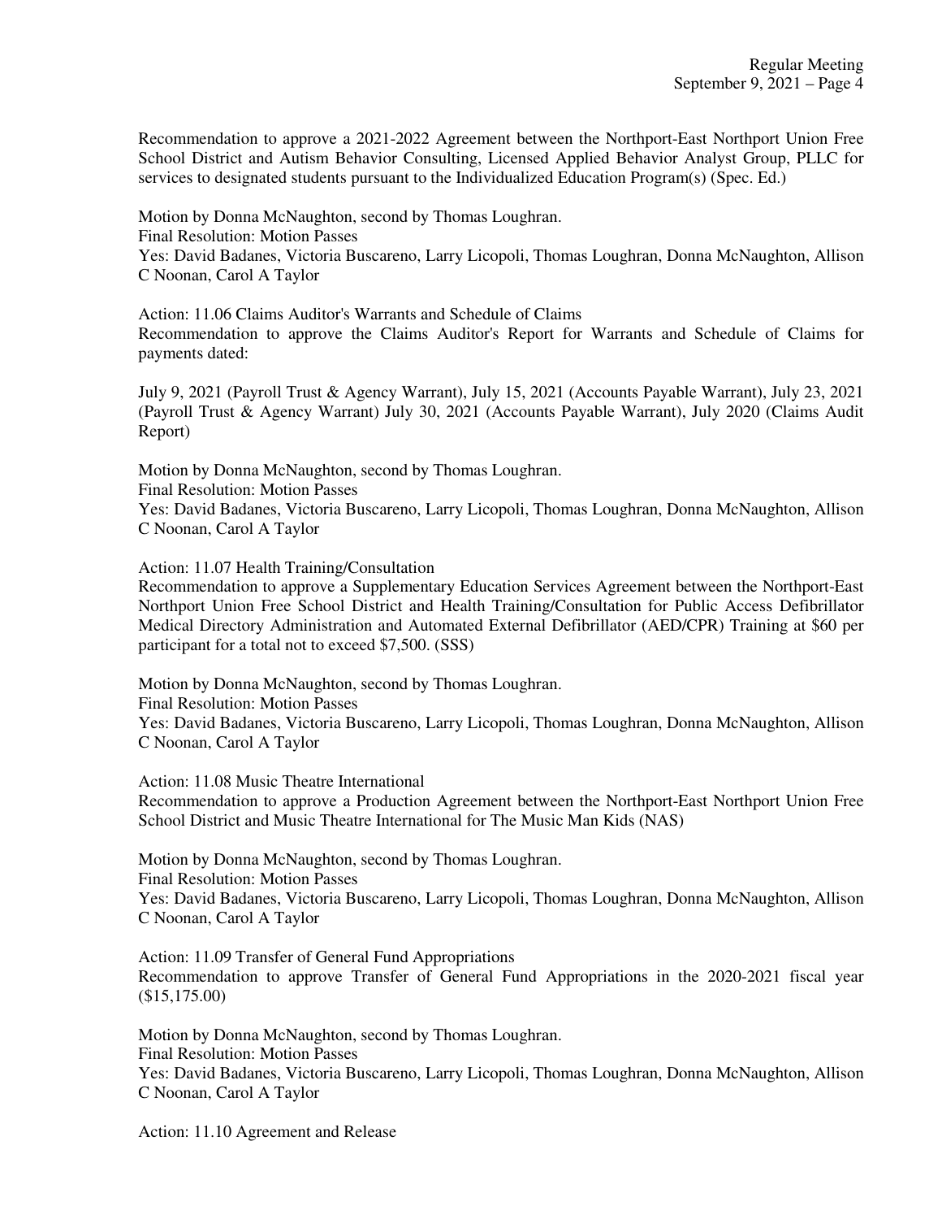Recommendation to approve a 2021-2022 Agreement between the Northport-East Northport Union Free School District and Autism Behavior Consulting, Licensed Applied Behavior Analyst Group, PLLC for services to designated students pursuant to the Individualized Education Program(s) (Spec. Ed.)

Motion by Donna McNaughton, second by Thomas Loughran.
Final Resolution: Motion Passes
Yes: David Badanes, Victoria Buscareno, Larry Licopoli, Thomas Loughran, Donna McNaughton, Allison C Noonan, Carol A Taylor

Action: 11.06 Claims Auditor's Warrants and Schedule of Claims
Recommendation to approve the Claims Auditor's Report for Warrants and Schedule of Claims for payments dated:

July 9, 2021 (Payroll Trust & Agency Warrant), July 15, 2021 (Accounts Payable Warrant), July 23, 2021 (Payroll Trust & Agency Warrant) July 30, 2021 (Accounts Payable Warrant), July 2020 (Claims Audit Report)

Motion by Donna McNaughton, second by Thomas Loughran.
Final Resolution: Motion Passes
Yes: David Badanes, Victoria Buscareno, Larry Licopoli, Thomas Loughran, Donna McNaughton, Allison C Noonan, Carol A Taylor

Action: 11.07 Health Training/Consultation
Recommendation to approve a Supplementary Education Services Agreement between the Northport-East Northport Union Free School District and Health Training/Consultation for Public Access Defibrillator Medical Directory Administration and Automated External Defibrillator (AED/CPR) Training at $60 per participant for a total not to exceed $7,500. (SSS)

Motion by Donna McNaughton, second by Thomas Loughran.
Final Resolution: Motion Passes
Yes: David Badanes, Victoria Buscareno, Larry Licopoli, Thomas Loughran, Donna McNaughton, Allison C Noonan, Carol A Taylor

Action: 11.08 Music Theatre International
Recommendation to approve a Production Agreement between the Northport-East Northport Union Free School District and Music Theatre International for The Music Man Kids (NAS)

Motion by Donna McNaughton, second by Thomas Loughran.
Final Resolution: Motion Passes
Yes: David Badanes, Victoria Buscareno, Larry Licopoli, Thomas Loughran, Donna McNaughton, Allison C Noonan, Carol A Taylor

Action: 11.09 Transfer of General Fund Appropriations
Recommendation to approve Transfer of General Fund Appropriations in the 2020-2021 fiscal year ($15,175.00)

Motion by Donna McNaughton, second by Thomas Loughran.
Final Resolution: Motion Passes
Yes: David Badanes, Victoria Buscareno, Larry Licopoli, Thomas Loughran, Donna McNaughton, Allison C Noonan, Carol A Taylor

Action: 11.10 Agreement and Release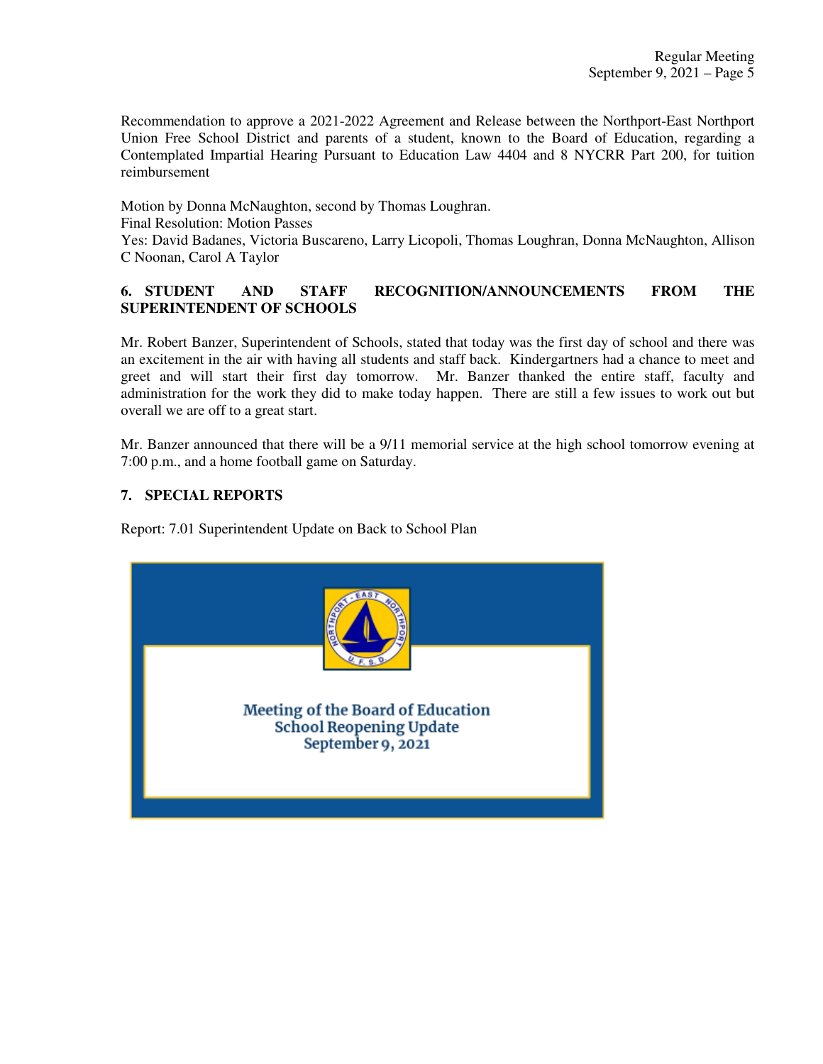Recommendation to approve a 2021-2022 Agreement and Release between the Northport-East Northport Union Free School District and parents of a student, known to the Board of Education, regarding a Contemplated Impartial Hearing Pursuant to Education Law 4404 and 8 NYCRR Part 200, for tuition reimbursement

Motion by Donna McNaughton, second by Thomas Loughran.
Final Resolution: Motion Passes
Yes: David Badanes, Victoria Buscareno, Larry Licopoli, Thomas Loughran, Donna McNaughton, Allison C Noonan, Carol A Taylor

**6. STUDENT AND STAFF RECOGNITION/ANNOUNCEMENTS FROM THE SUPERINTENDENT OF SCHOOLS**

Mr. Robert Banzer, Superintendent of Schools, stated that today was the first day of school and there was an excitement in the air with having all students and staff back. Kindergartners had a chance to meet and greet and will start their first day tomorrow. Mr. Banzer thanked the entire staff, faculty and administration for the work they did to make today happen. There are still a few issues to work out but overall we are off to a great start.

Mr. Banzer announced that there will be a 9/11 memorial service at the high school tomorrow evening at 7:00 p.m., and a home football game on Saturday.

**7. SPECIAL REPORTS**

Report: 7.01 Superintendent Update on Back to School Plan

Meeting of the Board of Education
School Reopening Update
September 9, 2021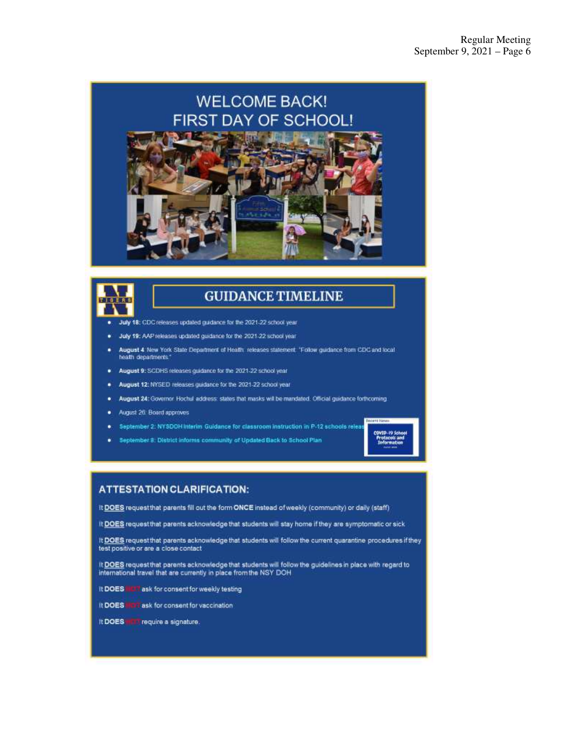## WELCOME BACK!
## FIRST DAY OF SCHOOL!

## GUIDANCE TIMELINE

- **July 18:** CDC releases updated guidance for the 2021-22 school year
- **July 19:** AAP releases updated guidance for the 2021-22 school year
- **August 4:** New York State Department of Health: releases statement: "Follow guidance from CDC and local health departments."
- **August 9:** SCDHS releases guidance for the 2021-22 school year
- **August 12:** NYSED releases guidance for the 2021-22 school year
- **August 24:** Governor Hochul address: states that masks will be mandated. Official guidance forthcoming
- August 26: Board approves
- September 2: NYSDOH Interim Guidance for classroom instruction in P-12 schools released
- September 8: District informs community of Updated Back to School Plan

Recent News

COVID-19 School Protocols and Information

## ATTESTATION CLARIFICATION:

It **DOES** request that parents fill out the form **ONCE** instead of weekly (community) or daily (staff)

It **DOES** request that parents acknowledge that students will stay home if they are symptomatic or sick

It **DOES** request that parents acknowledge that students will follow the current quarantine procedures if they test positive or are a close contact

It **DOES** request that parents acknowledge that students will follow the guidelines in place with regard to international travel that are currently in place from the NSY DOH

It **DOES NOT** ask for consent for weekly testing

It **DOES NOT** ask for consent for vaccination

It **DOES NOT** require a signature.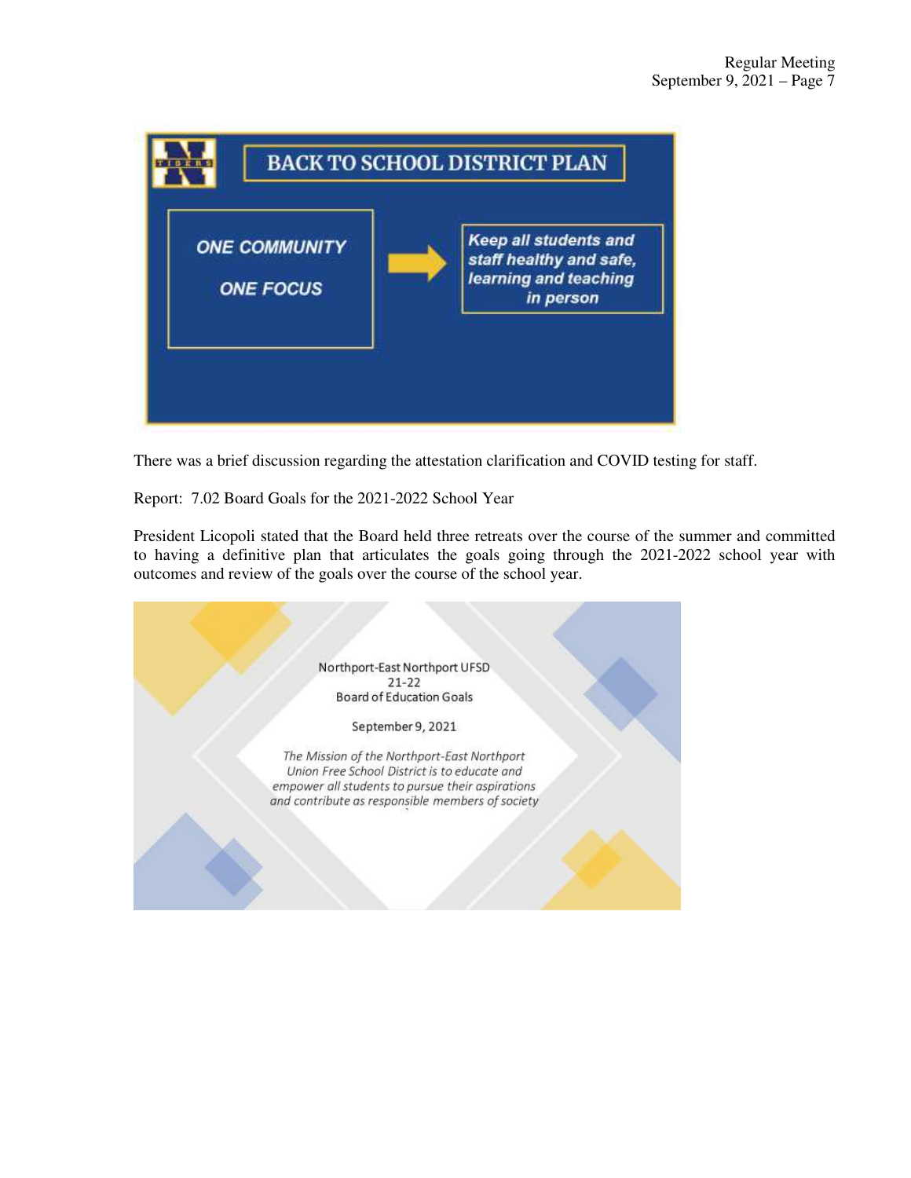**BACK TO SCHOOL DISTRICT PLAN**

ONE COMMUNITY

ONE FOCUS

*Keep all students and staff healthy and safe, learning and teaching in person*

There was a brief discussion regarding the attestation clarification and COVID testing for staff.

Report: 7.02 Board Goals for the 2021-2022 School Year

President Licopoli stated that the Board held three retreats over the course of the summer and committed to having a definitive plan that articulates the goals going through the 2021-2022 school year with outcomes and review of the goals over the course of the school year.

Northport-East Northport UFSD
21-22
Board of Education Goals

September 9, 2021

*The Mission of the Northport-East Northport Union Free School District is to educate and empower all students to pursue their aspirations and contribute as responsible members of society*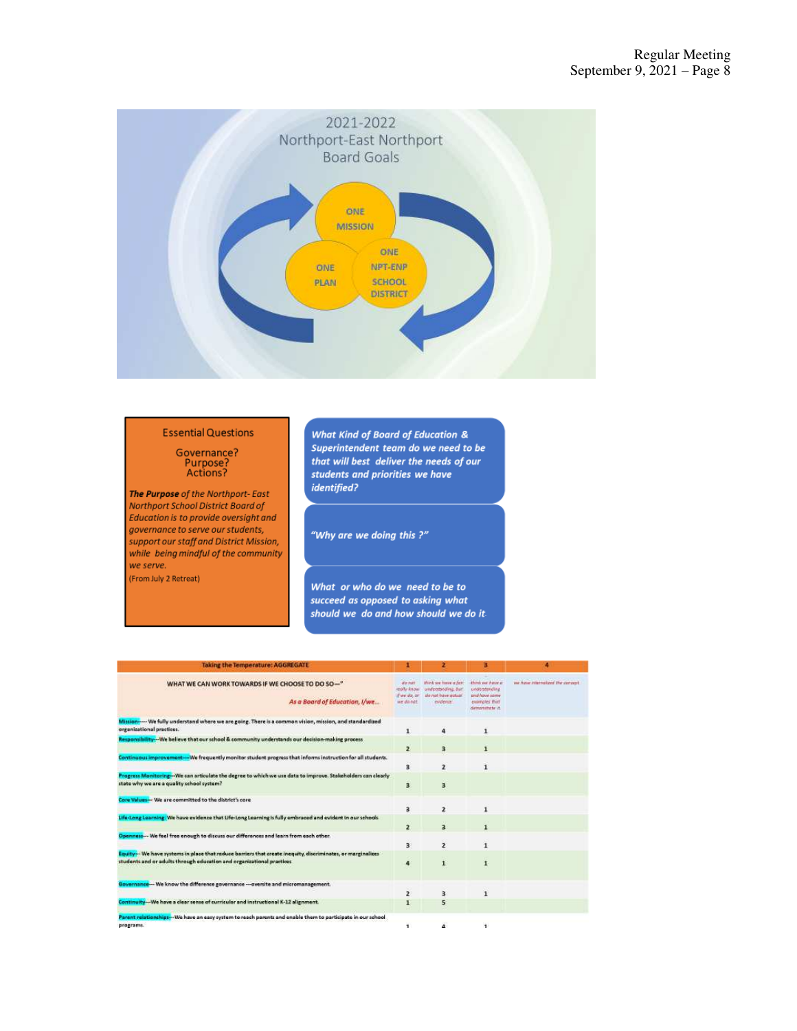## 2021-2022 Northport-East Northport Board Goals

ONE MISSION

ONE PLAN

ONE NPT-ENP SCHOOL DISTRICT

### Essential Questions

Governance?
Purpose?
Actions?

***The Purpose** of the Northport- East Northport School District Board of Education is to provide oversight and governance to serve our students, support our staff and District Mission, while being mindful of the community we serve.*

(From July 2 Retreat)

***What Kind of Board of Education & Superintendent team do we need to be that will best deliver the needs of our students and priorities we have identified?***

***"Why are we doing this ?"***

***What or who do we need to be to succeed as opposed to asking what should we do and how should we do it***

| Taking the Temperature: AGGREGATE | 1 | 2 | 3 | 4 |
|---|---|---|---|---|
| WHAT WE CAN WORK TOWARDS IF WE CHOOSE TO DO SO—" *As a Board of Education, I/we...* | *do not really know if we do, or we do not* | *think we have a fair understanding, but do not have actual evidence* | *think we have a understanding and have some examples that demonstrate it* | *we have internalized the concept* |
| Mission— We fully understand where we are going. There is a common vision, mission, and standardized organizational practices. | 1 | 4 | 1 | |
| Responsibility—We believe that our school & community understands our decision-making process | 2 | 3 | 1 | |
| Continuous improvement—We frequently monitor student progress that informs instruction for all students. | 3 | 2 | 1 | |
| Progress Monitoring—We can articulate the degree to which we use data to improve. Stakeholders can clearly state why we are a quality school system? | 3 | 3 | | |
| Core Values— We are committed to the district's core | 3 | 2 | 1 | |
| Life-Long Learning: We have evidence that Life-Long Learning is fully embraced and evident in our schools | 2 | 3 | 1 | |
| Openness— We feel free enough to discuss our differences and learn from each other. | 3 | 2 | 1 | |
| Equity— We have systems in place that reduce barriers that create inequity, discriminates, or marginalizes students and or adults through education and organizational practices | 4 | 1 | 1 | |
| Governance— We know the difference governance —oversite and micromanagement. | 2 | 3 | 1 | |
| Continuity—We have a clear sense of curricular and instructional K-12 alignment. | 1 | 5 | | |
| Parent relationships—We have an easy system to reach parents and enable them to participate in our school programs. | 1 | 4 | 1 | |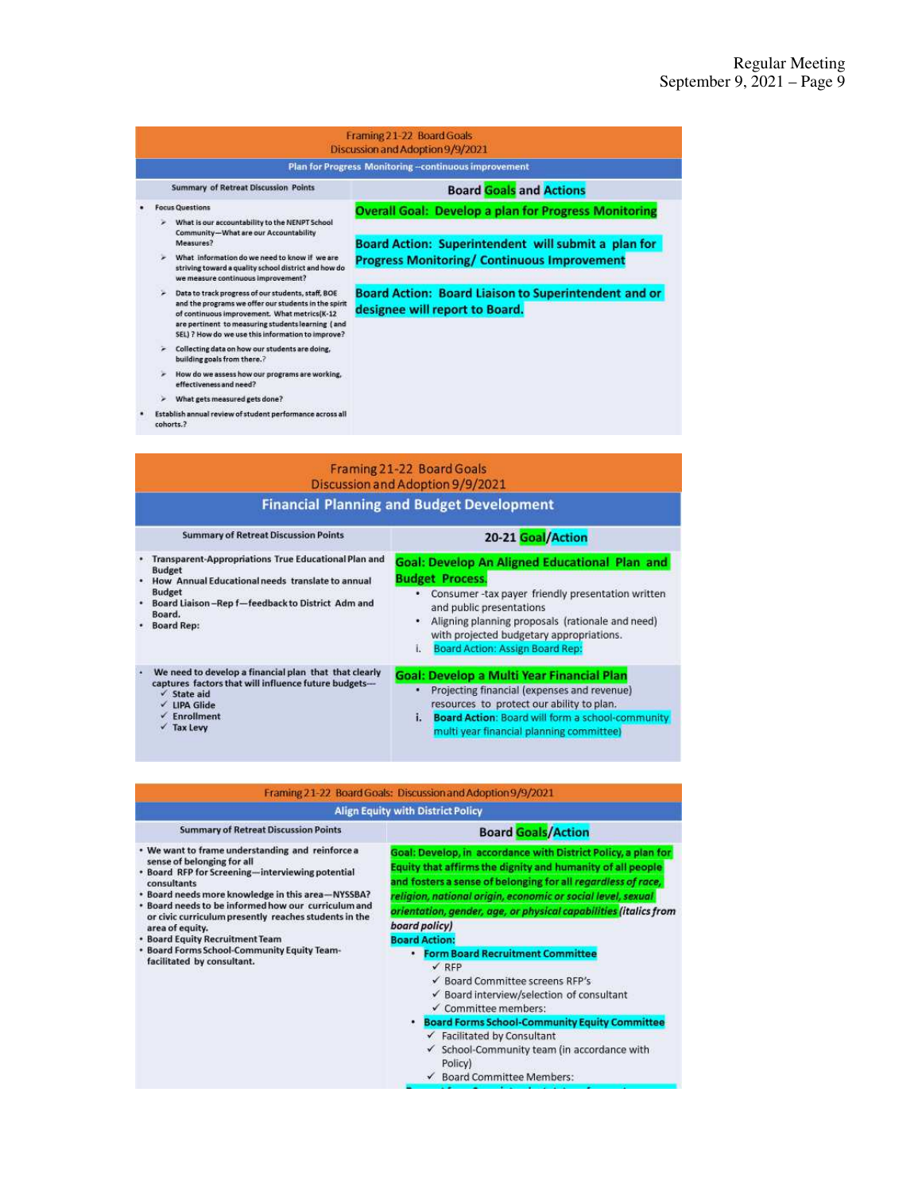## Framing 21-22 Board Goals
Discussion and Adoption 9/9/2021

### Plan for Progress Monitoring –continuous improvement

| Summary of Retreat Discussion Points | Board Goals and Actions |
| --- | --- |
| • Focus Questions<br>➢ What is our accountability to the NENPT School Community—What are our Accountability Measures?<br>➢ What information do we need to know if we are striving toward a quality school district and how do we measure continuous improvement?<br>➢ Data to track progress of our students, staff, BOE and the programs we offer our students in the spirit of continuous improvement. What metrics(K-12 are pertinent to measuring students learning (and SEL) ? How do we use this information to improve?<br>➢ Collecting data on how our students are doing, building goals from there.?<br>➢ How do we assess how our programs are working, effectiveness and need?<br>➢ What gets measured gets done?<br>• Establish annual review of student performance across all cohorts.? | **Overall Goal: Develop a plan for Progress Monitoring**<br><br>**Board Action: Superintendent will submit a plan for Progress Monitoring/ Continuous Improvement**<br><br>**Board Action: Board Liaison to Superintendent and or designee will report to Board.** |

## Framing 21-22 Board Goals
Discussion and Adoption 9/9/2021

### Financial Planning and Budget Development

| Summary of Retreat Discussion Points | 20-21 Goal/Action |
| --- | --- |
| • Transparent-Appropriations True Educational Plan and Budget<br>• How Annual Educational needs translate to annual Budget<br>• Board Liaison –Rep f—feedback to District Adm and Board.<br>• Board Rep: | **Goal: Develop An Aligned Educational Plan and Budget Process.**<br>• Consumer -tax payer friendly presentation written and public presentations<br>• Aligning planning proposals (rationale and need) with projected budgetary appropriations.<br>i. Board Action: Assign Board Rep: |
| • We need to develop a financial plan that that clearly captures factors that will influence future budgets—<br>✓ State aid<br>✓ LIPA Glide<br>✓ Enrollment<br>✓ Tax Levy | **Goal: Develop a Multi Year Financial Plan**<br>• Projecting financial (expenses and revenue) resources to protect our ability to plan.<br>i. **Board Action**: Board will form a school-community multi year financial planning committee) |

## Framing 21-22 Board Goals: Discussion and Adoption 9/9/2021

### Align Equity with District Policy

| Summary of Retreat Discussion Points | Board Goals/Action |
| --- | --- |
| • We want to frame understanding and reinforce a sense of belonging for all<br>• Board RFP for Screening—interviewing potential consultants<br>• Board needs more knowledge in this area—NYSSBA?<br>• Board needs to be informed how our curriculum and or civic curriculum presently reaches students in the area of equity.<br>• Board Equity Recruitment Team<br>• Board Forms School-Community Equity Team-facilitated by consultant. | **Goal: Develop, in accordance with District Policy, a plan for Equity that affirms the dignity and humanity of all people and fosters a sense of belonging for all *regardless of race, religion, national origin, economic or social level, sexual orientation, gender, age, or physical capabilities*** (italics from board policy)<br>**Board Action:**<br>• **Form Board Recruitment Committee**<br>✓ RFP<br>✓ Board Committee screens RFP's<br>✓ Board interview/selection of consultant<br>✓ Committee members:<br>• **Board Forms School-Community Equity Committee**<br>✓ Facilitated by Consultant<br>✓ School-Community team (in accordance with Policy)<br>✓ Board Committee Members: |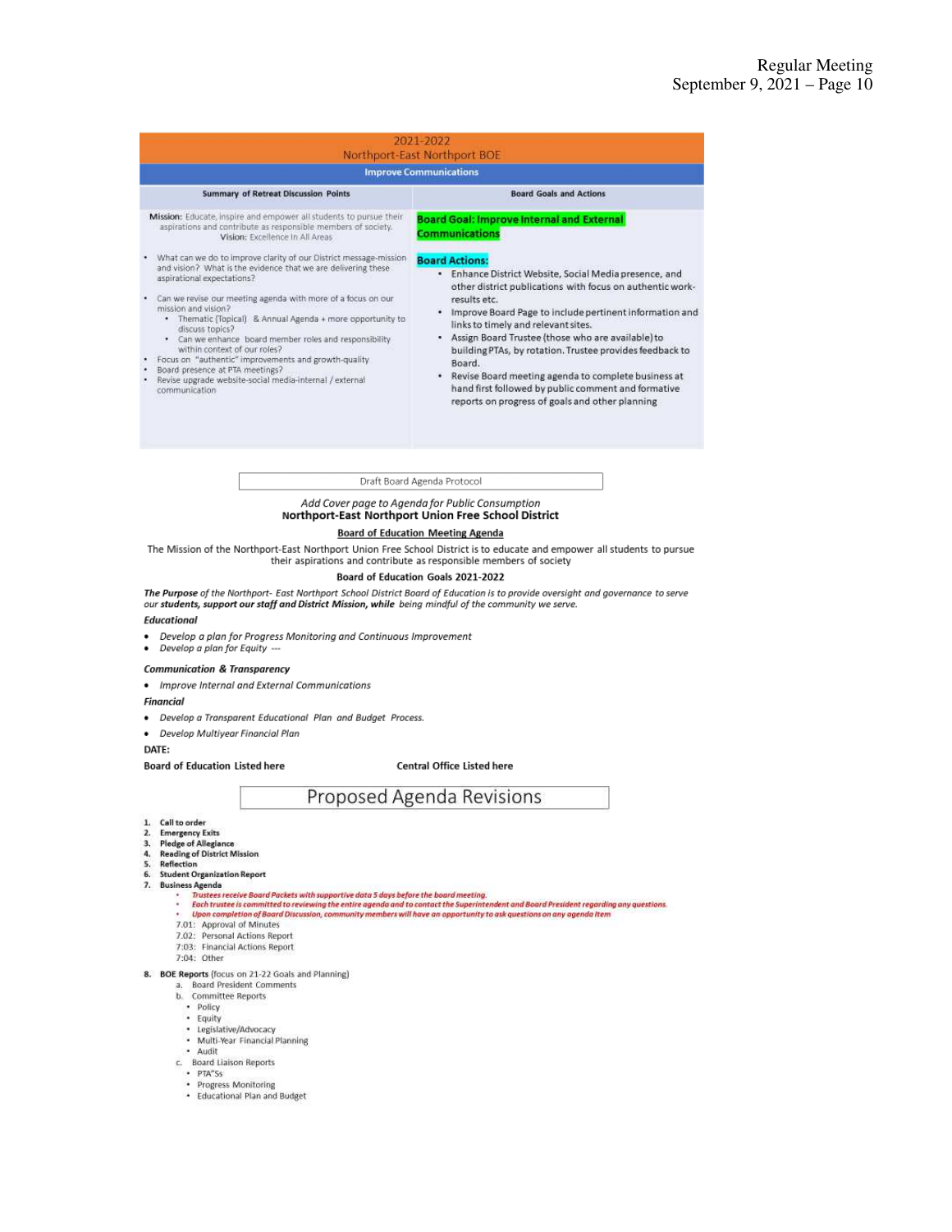| 2021-2022 Northport-East Northport BOE | |
|---|---|
| **Improve Communications** | |
| **Summary of Retreat Discussion Points** | **Board Goals and Actions** |
| **Mission:** Educate, inspire and empower all students to pursue their aspirations and contribute as responsible members of society. **Vision:** Excellence In All Areas<br><br>• What can we do to improve clarity of our District message-mission and vision? What is the evidence that we are delivering these aspirational expectations?<br><br>• Can we revise our meeting agenda with more of a focus on our mission and vision?<br>  • Thematic (Topical) & Annual Agenda + more opportunity to discuss topics?<br>  • Can we enhance board member roles and responsibility within context of our roles?<br>• Focus on "authentic" improvements and growth-quality<br>• Board presence at PTA meetings?<br>• Revise upgrade website-social media-internal / external communication | **Board Goal: Improve Internal and External Communications**<br><br>**Board Actions:**<br>• Enhance District Website, Social Media presence, and other district publications with focus on authentic work-results etc.<br>• Improve Board Page to include pertinent information and links to timely and relevant sites.<br>• Assign Board Trustee (those who are available) to building PTAs, by rotation. Trustee provides feedback to Board.<br>• Revise Board meeting agenda to complete business at hand first followed by public comment and formative reports on progress of goals and other planning |

Draft Board Agenda Protocol

*Add Cover page to Agenda for Public Consumption*

**Northport-East Northport Union Free School District**

**Board of Education Meeting Agenda**

The Mission of the Northport-East Northport Union Free School District is to educate and empower all students to pursue their aspirations and contribute as responsible members of society

**Board of Education Goals 2021-2022**

***The Purpose*** *of the Northport- East Northport School District Board of Education is to provide oversight and governance to serve our* ***students, support our staff and District Mission, while*** *being mindful of the community we serve.*

***Educational***

- *Develop a plan for Progress Monitoring and Continuous Improvement*
- *Develop a plan for Equity ---*

***Communication & Transparency***

- *Improve Internal and External Communications*

***Financial***

- *Develop a Transparent Educational Plan and Budget Process.*
- *Develop Multiyear Financial Plan*

**DATE:**

**Board of Education Listed here** **Central Office Listed here**

## Proposed Agenda Revisions

1. **Call to order**
2. **Emergency Exits**
3. **Pledge of Allegiance**
4. **Reading of District Mission**
5. **Reflection**
6. **Student Organization Report**
7. **Business Agenda**
   - *Trustees receive Board Packets with supportive data 5 days before the board meeting.*
   - *Each trustee is committed to reviewing the entire agenda and to contact the Superintendent and Board President regarding any questions.*
   - *Upon completion of Board Discussion, community members will have an opportunity to ask questions on any agenda item*

   7.01: Approval of Minutes
   7.02: Personal Actions Report
   7:03: Financial Actions Report
   7:04: Other
8. **BOE Reports** (focus on 21-22 Goals and Planning)
   a. Board President Comments
   b. Committee Reports
      - Policy
      - Equity
      - Legislative/Advocacy
      - Multi-Year Financial Planning
      - Audit
   c. Board Liaison Reports
      - PTA"Ss
      - Progress Monitoring
      - Educational Plan and Budget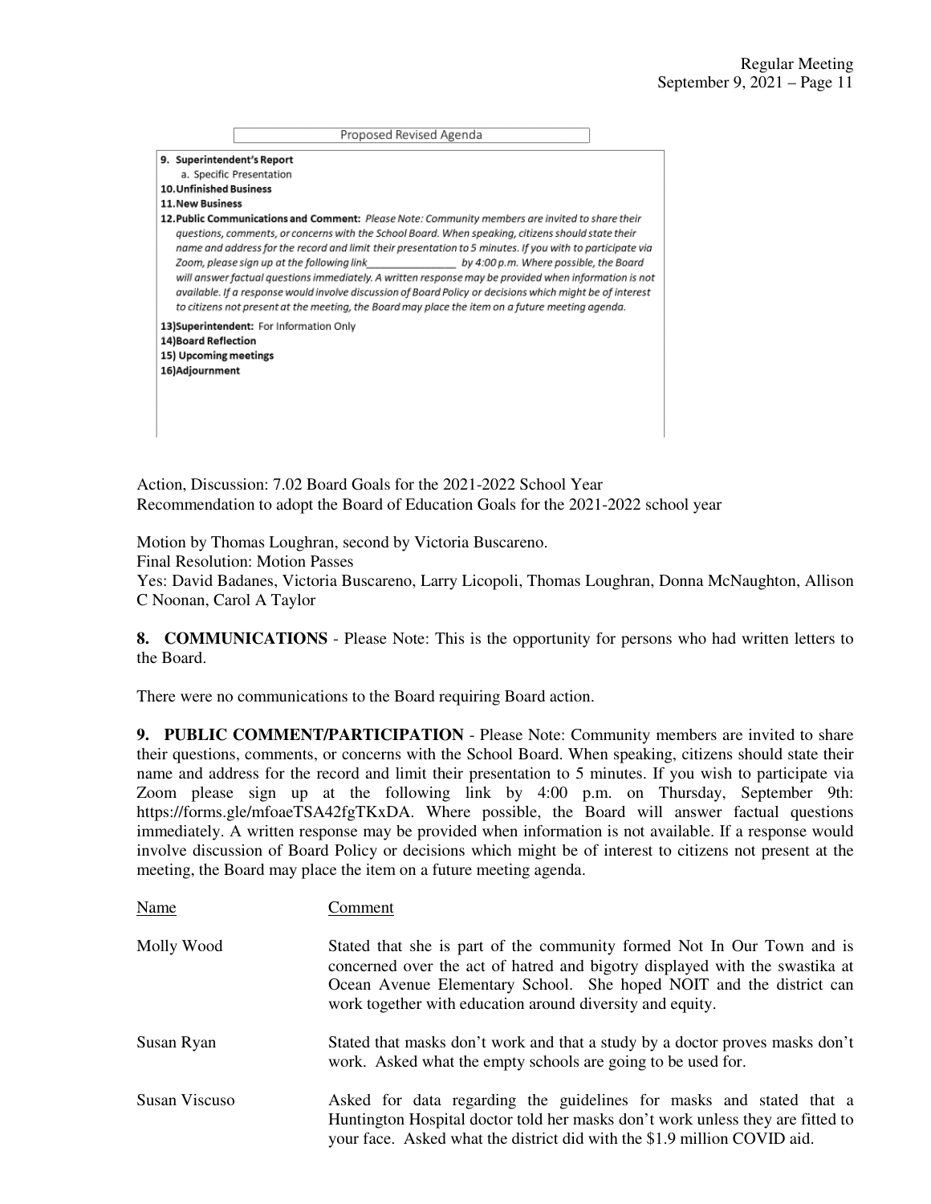Proposed Revised Agenda

**9. Superintendent's Report**
   a. Specific Presentation
**10. Unfinished Business**
**11. New Business**
**12. Public Communications and Comment:** *Please Note: Community members are invited to share their questions, comments, or concerns with the School Board. When speaking, citizens should state their name and address for the record and limit their presentation to 5 minutes. If you with to participate via Zoom, please sign up at the following link_______________ by 4:00 p.m. Where possible, the Board will answer factual questions immediately. A written response may be provided when information is not available. If a response would involve discussion of Board Policy or decisions which might be of interest to citizens not present at the meeting, the Board may place the item on a future meeting agenda.*
**13)Superintendent:** For Information Only
**14)Board Reflection**
**15) Upcoming meetings**
**16)Adjournment**

Action, Discussion: 7.02 Board Goals for the 2021-2022 School Year
Recommendation to adopt the Board of Education Goals for the 2021-2022 school year

Motion by Thomas Loughran, second by Victoria Buscareno.
Final Resolution: Motion Passes
Yes: David Badanes, Victoria Buscareno, Larry Licopoli, Thomas Loughran, Donna McNaughton, Allison C Noonan, Carol A Taylor

**8. COMMUNICATIONS** - Please Note: This is the opportunity for persons who had written letters to the Board.

There were no communications to the Board requiring Board action.

**9. PUBLIC COMMENT/PARTICIPATION** - Please Note: Community members are invited to share their questions, comments, or concerns with the School Board. When speaking, citizens should state their name and address for the record and limit their presentation to 5 minutes. If you wish to participate via Zoom please sign up at the following link by 4:00 p.m. on Thursday, September 9th: https://forms.gle/mfoaeTSA42fgTKxDA. Where possible, the Board will answer factual questions immediately. A written response may be provided when information is not available. If a response would involve discussion of Board Policy or decisions which might be of interest to citizens not present at the meeting, the Board may place the item on a future meeting agenda.

| Name | Comment |
|---|---|
| Molly Wood | Stated that she is part of the community formed Not In Our Town and is concerned over the act of hatred and bigotry displayed with the swastika at Ocean Avenue Elementary School. She hoped NOIT and the district can work together with education around diversity and equity. |
| Susan Ryan | Stated that masks don't work and that a study by a doctor proves masks don't work. Asked what the empty schools are going to be used for. |
| Susan Viscuso | Asked for data regarding the guidelines for masks and stated that a Huntington Hospital doctor told her masks don't work unless they are fitted to your face. Asked what the district did with the $1.9 million COVID aid. |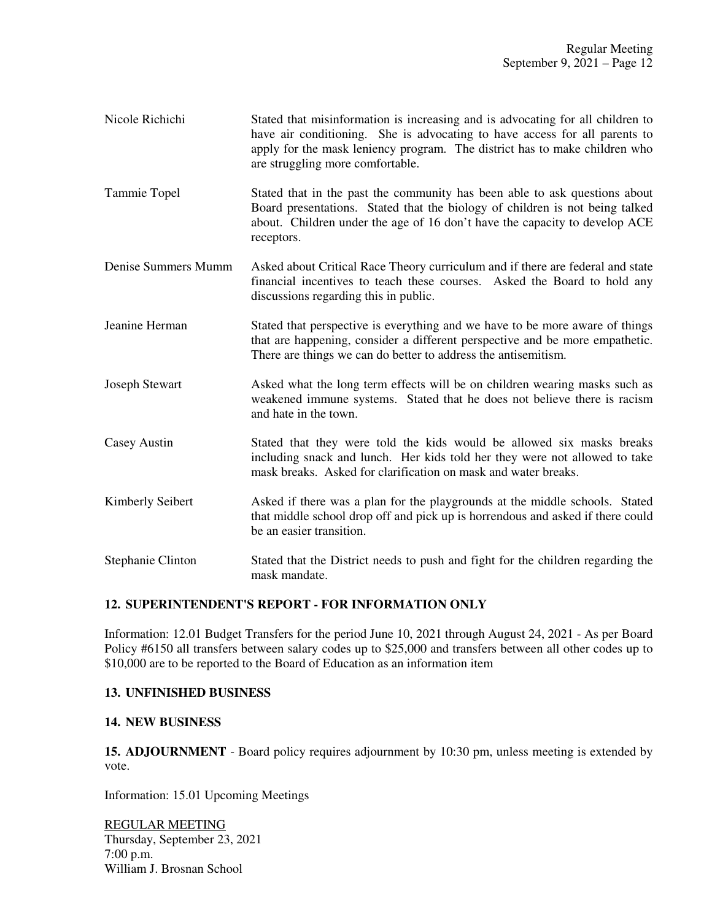Nicole Richichi — Stated that misinformation is increasing and is advocating for all children to have air conditioning. She is advocating to have access for all parents to apply for the mask leniency program. The district has to make children who are struggling more comfortable.

Tammie Topel — Stated that in the past the community has been able to ask questions about Board presentations. Stated that the biology of children is not being talked about. Children under the age of 16 don't have the capacity to develop ACE receptors.

Denise Summers Mumm — Asked about Critical Race Theory curriculum and if there are federal and state financial incentives to teach these courses. Asked the Board to hold any discussions regarding this in public.

Jeanine Herman — Stated that perspective is everything and we have to be more aware of things that are happening, consider a different perspective and be more empathetic. There are things we can do better to address the antisemitism.

Joseph Stewart — Asked what the long term effects will be on children wearing masks such as weakened immune systems. Stated that he does not believe there is racism and hate in the town.

Casey Austin — Stated that they were told the kids would be allowed six masks breaks including snack and lunch. Her kids told her they were not allowed to take mask breaks. Asked for clarification on mask and water breaks.

Kimberly Seibert — Asked if there was a plan for the playgrounds at the middle schools. Stated that middle school drop off and pick up is horrendous and asked if there could be an easier transition.

Stephanie Clinton — Stated that the District needs to push and fight for the children regarding the mask mandate.

**12. SUPERINTENDENT'S REPORT - FOR INFORMATION ONLY**

Information: 12.01 Budget Transfers for the period June 10, 2021 through August 24, 2021 - As per Board Policy #6150 all transfers between salary codes up to $25,000 and transfers between all other codes up to $10,000 are to be reported to the Board of Education as an information item

**13. UNFINISHED BUSINESS**

**14. NEW BUSINESS**

**15. ADJOURNMENT** - Board policy requires adjournment by 10:30 pm, unless meeting is extended by vote.

Information: 15.01 Upcoming Meetings

<u>REGULAR MEETING</u>
Thursday, September 23, 2021
7:00 p.m.
William J. Brosnan School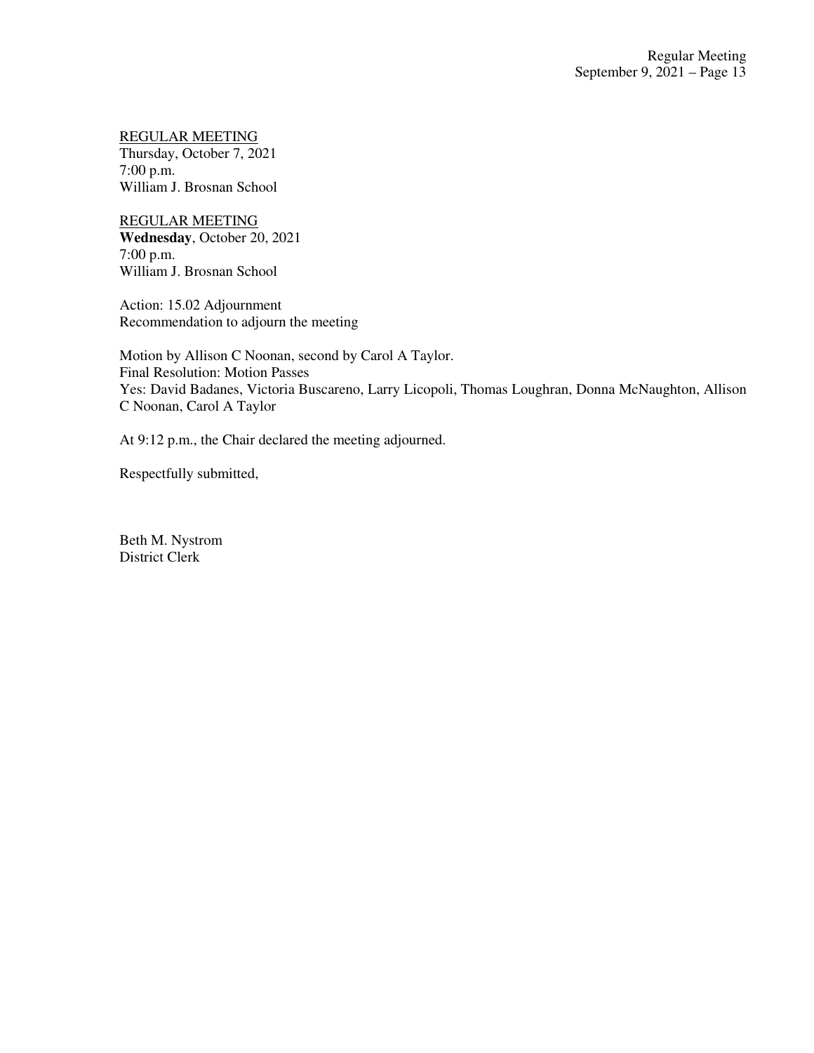REGULAR MEETING
Thursday, October 7, 2021
7:00 p.m.
William J. Brosnan School

REGULAR MEETING
**Wednesday**, October 20, 2021
7:00 p.m.
William J. Brosnan School

Action: 15.02 Adjournment
Recommendation to adjourn the meeting

Motion by Allison C Noonan, second by Carol A Taylor.
Final Resolution: Motion Passes
Yes: David Badanes, Victoria Buscareno, Larry Licopoli, Thomas Loughran, Donna McNaughton, Allison C Noonan, Carol A Taylor

At 9:12 p.m., the Chair declared the meeting adjourned.

Respectfully submitted,

Beth M. Nystrom
District Clerk